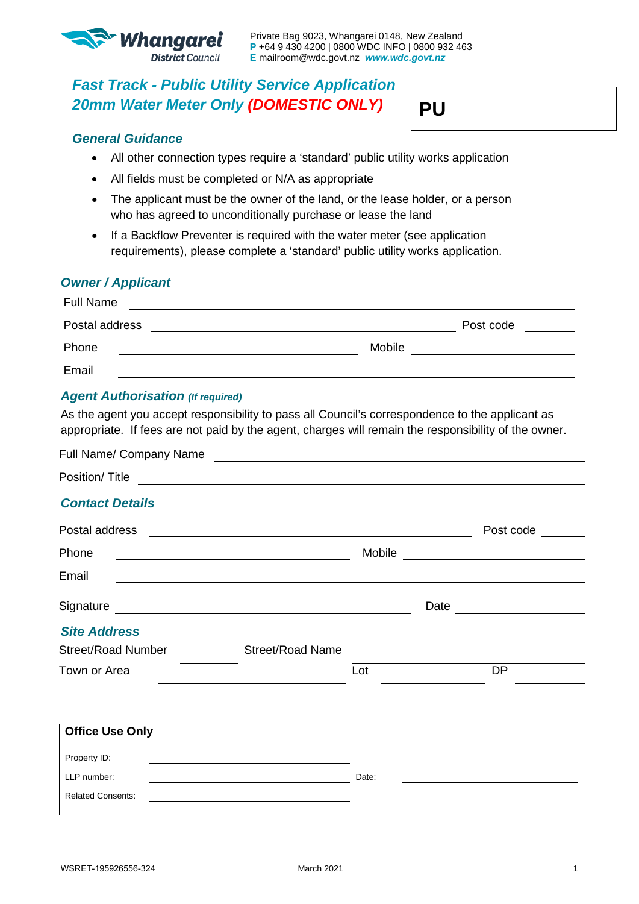Whangarei District Council

Private Bag 9023, Whangarei 0148, New Zealand
**P** +64 9 430 4200 | 0800 WDC INFO | 0800 932 463
**E** mailroom@wdc.govt.nz *www.wdc.govt.nz*

# *Fast Track - Public Utility Service Application 20mm Water Meter Only (DOMESTIC ONLY)*

**PU**

## *General Guidance*

- All other connection types require a 'standard' public utility works application
- All fields must be completed or N/A as appropriate
- The applicant must be the owner of the land, or the lease holder, or a person who has agreed to unconditionally purchase or lease the land
- If a Backflow Preventer is required with the water meter (see application requirements), please complete a 'standard' public utility works application.

## *Owner / Applicant*

Full Name \_\_\_\_\_\_\_\_\_\_\_\_\_\_\_\_\_\_\_\_\_\_\_\_\_\_\_\_\_\_\_\_\_\_\_\_\_\_\_\_

Postal address \_\_\_\_\_\_\_\_\_\_\_\_\_\_\_\_\_\_\_\_\_\_\_\_\_\_\_\_ Post code \_\_\_\_\_\_\_\_

Phone \_\_\_\_\_\_\_\_\_\_\_\_\_\_\_\_\_\_\_\_ Mobile \_\_\_\_\_\_\_\_\_\_\_\_\_\_\_\_\_\_\_\_

Email \_\_\_\_\_\_\_\_\_\_\_\_\_\_\_\_\_\_\_\_\_\_\_\_\_\_\_\_\_\_\_\_\_\_\_\_\_\_\_\_

## *Agent Authorisation (If required)*

As the agent you accept responsibility to pass all Council's correspondence to the applicant as appropriate. If fees are not paid by the agent, charges will remain the responsibility of the owner.

Full Name/ Company Name \_\_\_\_\_\_\_\_\_\_\_\_\_\_\_\_\_\_\_\_\_\_\_\_\_\_\_\_\_\_\_\_\_\_\_\_\_\_\_\_

Position/ Title \_\_\_\_\_\_\_\_\_\_\_\_\_\_\_\_\_\_\_\_\_\_\_\_\_\_\_\_\_\_\_\_\_\_\_\_\_\_\_\_

## *Contact Details*

Postal address \_\_\_\_\_\_\_\_\_\_\_\_\_\_\_\_\_\_\_\_\_\_\_\_\_\_\_\_ Post code \_\_\_\_\_\_\_\_

Phone \_\_\_\_\_\_\_\_\_\_\_\_\_\_\_\_\_\_\_\_ Mobile \_\_\_\_\_\_\_\_\_\_\_\_\_\_\_\_\_\_\_\_

Email \_\_\_\_\_\_\_\_\_\_\_\_\_\_\_\_\_\_\_\_\_\_\_\_\_\_\_\_\_\_\_\_\_\_\_\_\_\_\_\_

Signature \_\_\_\_\_\_\_\_\_\_\_\_\_\_\_\_\_\_\_\_\_\_\_\_\_\_\_\_ Date \_\_\_\_\_\_\_\_\_\_\_\_\_\_\_\_

## *Site Address*

Street/Road Number \_\_\_\_\_\_\_\_ Street/Road Name \_\_\_\_\_\_\_\_\_\_\_\_\_\_\_\_\_\_\_\_

Town or Area \_\_\_\_\_\_\_\_\_\_\_\_\_\_\_\_ Lot \_\_\_\_\_\_\_\_\_\_ DP \_\_\_\_\_\_\_\_\_\_

| **Office Use Only** | | | |
|---|---|---|---|
| Property ID: | | | |
| LLP number: | | Date: | |
| Related Consents: | | | |

WSRET-195926556-324

March 2021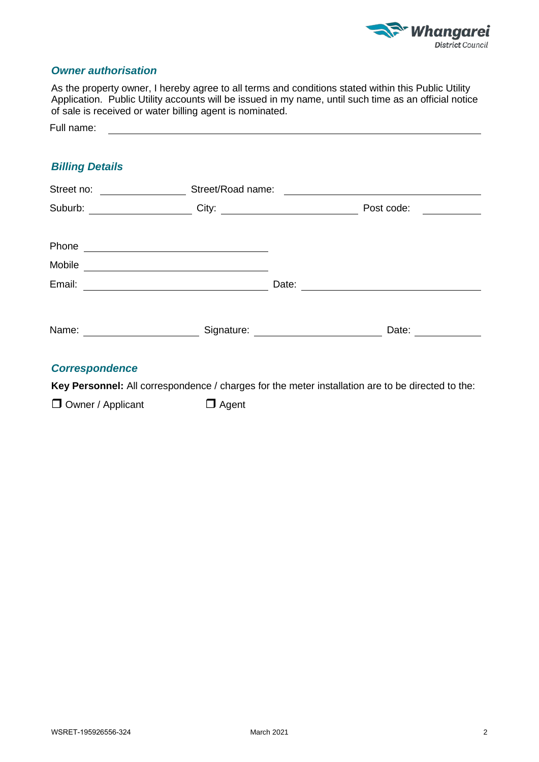## *Owner authorisation*

As the property owner, I hereby agree to all terms and conditions stated within this Public Utility Application. Public Utility accounts will be issued in my name, until such time as an official notice of sale is received or water billing agent is nominated.

Full name: \_\_\_\_\_\_\_\_\_\_\_\_\_\_\_\_\_\_\_\_\_\_\_\_\_\_\_\_\_\_\_\_\_\_\_\_\_\_\_\_\_\_\_\_

## *Billing Details*

Street no: \_\_\_\_\_\_\_\_\_\_ Street/Road name: \_\_\_\_\_\_\_\_\_\_\_\_\_\_\_\_\_\_\_\_\_\_\_\_

Suburb: \_\_\_\_\_\_\_\_\_\_\_\_ City: \_\_\_\_\_\_\_\_\_\_\_\_\_\_\_\_ Post code: \_\_\_\_\_\_\_

Phone \_\_\_\_\_\_\_\_\_\_\_\_\_\_\_\_\_\_\_\_\_\_

Mobile \_\_\_\_\_\_\_\_\_\_\_\_\_\_\_\_\_\_\_\_\_\_

Email: \_\_\_\_\_\_\_\_\_\_\_\_\_\_\_\_\_\_\_\_\_\_ Date: \_\_\_\_\_\_\_\_\_\_\_\_\_\_\_\_\_\_\_\_\_\_

Name: \_\_\_\_\_\_\_\_\_\_\_\_\_\_ Signature: \_\_\_\_\_\_\_\_\_\_\_\_\_\_\_ Date: \_\_\_\_\_\_\_\_

## *Correspondence*

**Key Personnel:** All correspondence / charges for the meter installation are to be directed to the:

❒ Owner / Applicant ❒ Agent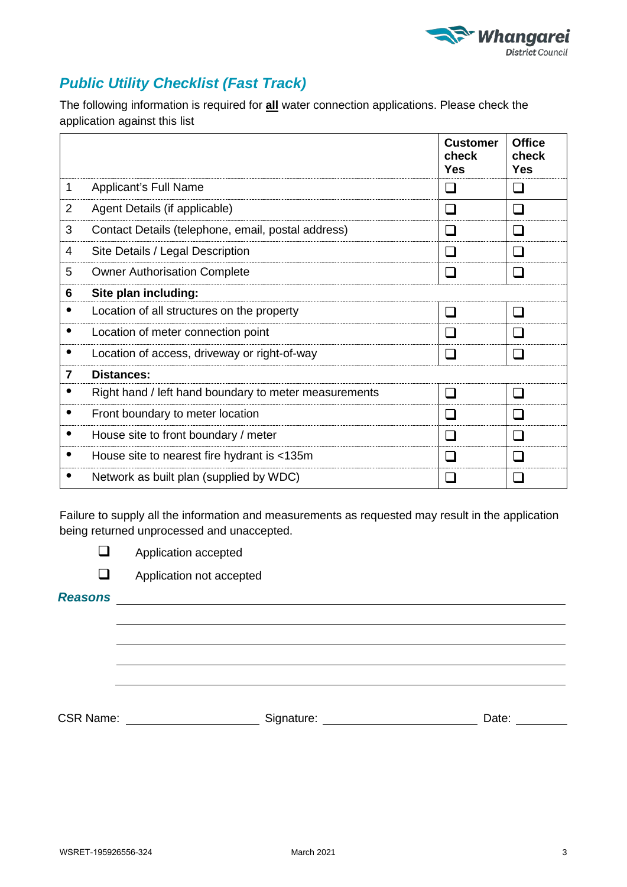## *Public Utility Checklist (Fast Track)*

The following information is required for **all** water connection applications. Please check the application against this list

| | | Customer check Yes | Office check Yes |
|---|---|---|---|
| 1 | Applicant's Full Name | ❑ | ❑ |
| 2 | Agent Details (if applicable) | ❑ | ❑ |
| 3 | Contact Details (telephone, email, postal address) | ❑ | ❑ |
| 4 | Site Details / Legal Description | ❑ | ❑ |
| 5 | Owner Authorisation Complete | ❑ | ❑ |
| **6** | **Site plan including:** | | |
| • | Location of all structures on the property | ❑ | ❑ |
| • | Location of meter connection point | ❑ | ❑ |
| • | Location of access, driveway or right-of-way | ❑ | ❑ |
| **7** | **Distances:** | | |
| • | Right hand / left hand boundary to meter measurements | ❑ | ❑ |
| • | Front boundary to meter location | ❑ | ❑ |
| • | House site to front boundary / meter | ❑ | ❑ |
| • | House site to nearest fire hydrant is <135m | ❑ | ❑ |
| • | Network as built plan (supplied by WDC) | ❑ | ❑ |

Failure to supply all the information and measurements as requested may result in the application being returned unprocessed and unaccepted.

❑ Application accepted

❑ Application not accepted

***Reasons*** ______________________________________________

______________________________________________

______________________________________________

______________________________________________

______________________________________________

CSR Name: ____________________ Signature: ______________________ Date: ________

WSRET-195926556-324 March 2021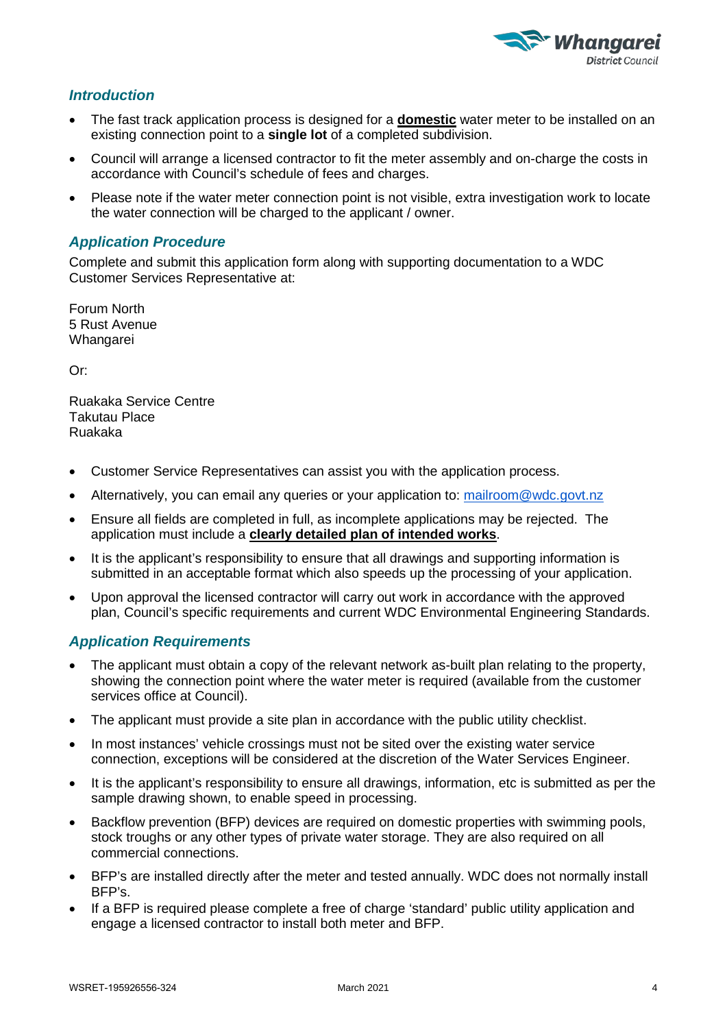## *Introduction*

- The fast track application process is designed for a **domestic** water meter to be installed on an existing connection point to a **single lot** of a completed subdivision.
- Council will arrange a licensed contractor to fit the meter assembly and on-charge the costs in accordance with Council's schedule of fees and charges.
- Please note if the water meter connection point is not visible, extra investigation work to locate the water connection will be charged to the applicant / owner.

## *Application Procedure*

Complete and submit this application form along with supporting documentation to a WDC Customer Services Representative at:

Forum North  
5 Rust Avenue  
Whangarei

Or:

Ruakaka Service Centre  
Takutau Place  
Ruakaka

- Customer Service Representatives can assist you with the application process.
- Alternatively, you can email any queries or your application to: mailroom@wdc.govt.nz
- Ensure all fields are completed in full, as incomplete applications may be rejected. The application must include a **clearly detailed plan of intended works**.
- It is the applicant's responsibility to ensure that all drawings and supporting information is submitted in an acceptable format which also speeds up the processing of your application.
- Upon approval the licensed contractor will carry out work in accordance with the approved plan, Council's specific requirements and current WDC Environmental Engineering Standards.

## *Application Requirements*

- The applicant must obtain a copy of the relevant network as-built plan relating to the property, showing the connection point where the water meter is required (available from the customer services office at Council).
- The applicant must provide a site plan in accordance with the public utility checklist.
- In most instances' vehicle crossings must not be sited over the existing water service connection, exceptions will be considered at the discretion of the Water Services Engineer.
- It is the applicant's responsibility to ensure all drawings, information, etc is submitted as per the sample drawing shown, to enable speed in processing.
- Backflow prevention (BFP) devices are required on domestic properties with swimming pools, stock troughs or any other types of private water storage. They are also required on all commercial connections.
- BFP's are installed directly after the meter and tested annually. WDC does not normally install BFP's.
- If a BFP is required please complete a free of charge 'standard' public utility application and engage a licensed contractor to install both meter and BFP.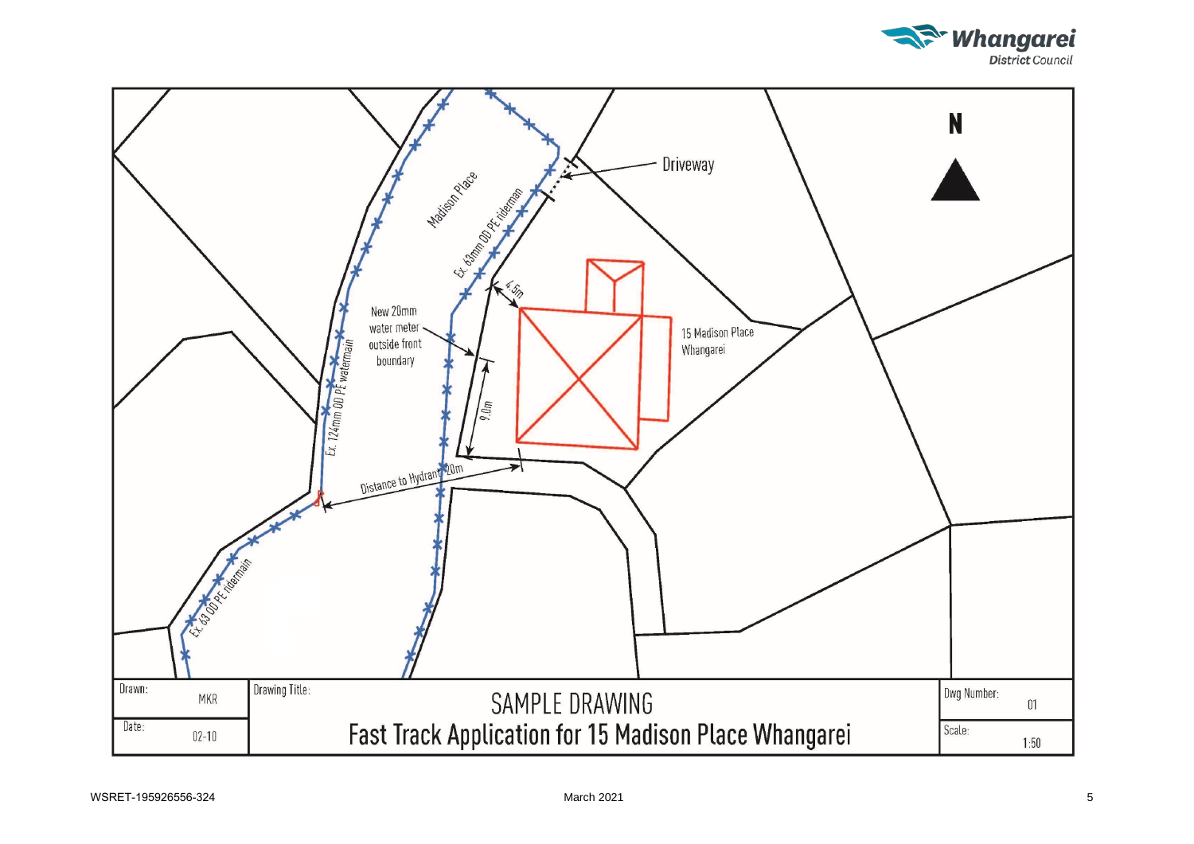Whangarei District Council

N

Driveway

Madison Place

Ex. 63mm OD PE riderman

4.5m

New 20mm water meter outside front boundary

15 Madison Place Whangarei

Ex. 124mm OD PE watermain

9.0m

Distance to Hydrant 20m

Ex. 63 OD PE ridermain

| | | | | | |
|---|---|---|---|---|---|
| Drawn: | MKR | Drawing Title: SAMPLE DRAWING | | Dwg Number: | 01 |
| Date: | 02-10 | Fast Track Application for 15 Madison Place Whangarei | | Scale: | 1:50 |

WSRET-195926556-324

March 2021